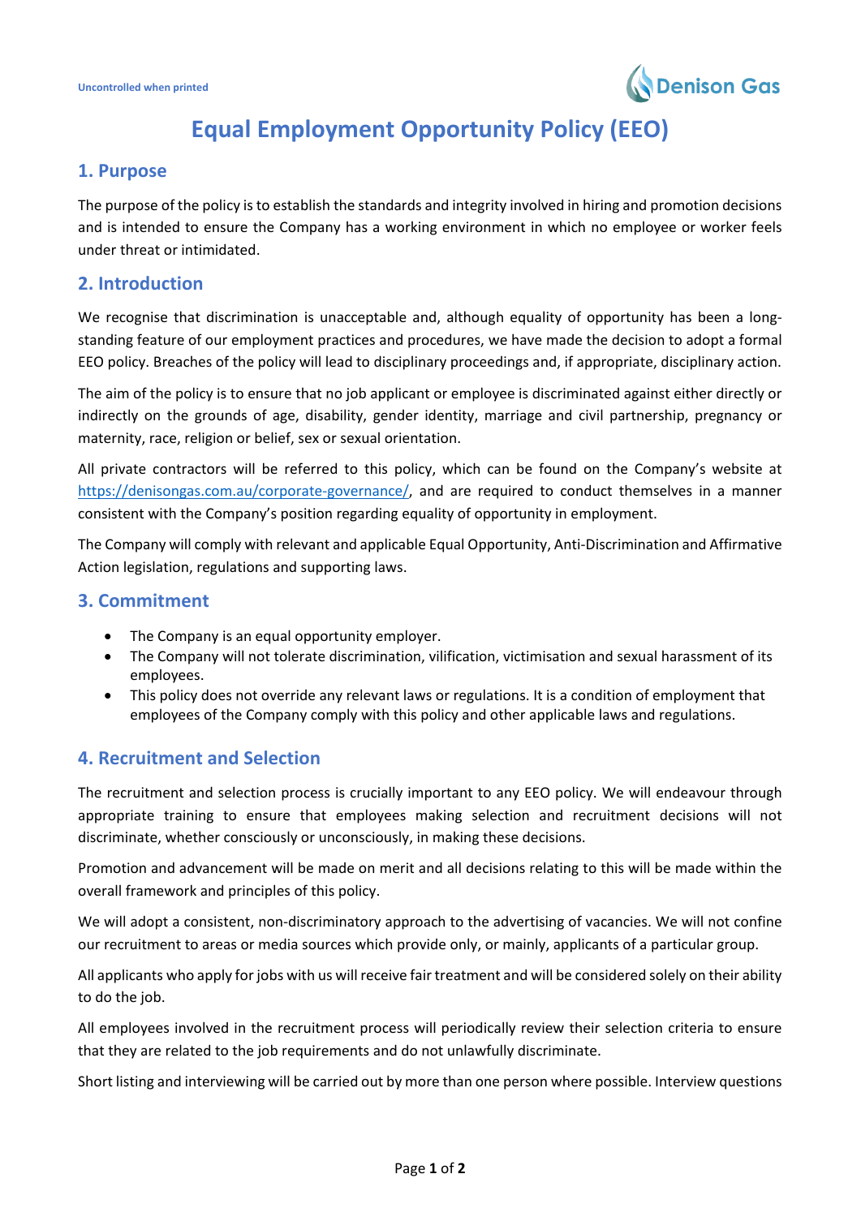Uncontrolled when printed

# Equal Employment Opportunity Policy (EEO)

## 1. Purpose

The purpose of the policy is to establish the standards and integrity involved in hiring and promotion decisions and is intended to ensure the Company has a working environment in which no employee or worker feels under threat or intimidated.

## 2. Introduction

We recognise that discrimination is unacceptable and, although equality of opportunity has been a long-standing feature of our employment practices and procedures, we have made the decision to adopt a formal EEO policy. Breaches of the policy will lead to disciplinary proceedings and, if appropriate, disciplinary action.

The aim of the policy is to ensure that no job applicant or employee is discriminated against either directly or indirectly on the grounds of age, disability, gender identity, marriage and civil partnership, pregnancy or maternity, race, religion or belief, sex or sexual orientation.

All private contractors will be referred to this policy, which can be found on the Company's website at https://denisongas.com.au/corporate-governance/, and are required to conduct themselves in a manner consistent with the Company's position regarding equality of opportunity in employment.

The Company will comply with relevant and applicable Equal Opportunity, Anti-Discrimination and Affirmative Action legislation, regulations and supporting laws.

## 3. Commitment

- The Company is an equal opportunity employer.
- The Company will not tolerate discrimination, vilification, victimisation and sexual harassment of its employees.
- This policy does not override any relevant laws or regulations. It is a condition of employment that employees of the Company comply with this policy and other applicable laws and regulations.

## 4. Recruitment and Selection

The recruitment and selection process is crucially important to any EEO policy. We will endeavour through appropriate training to ensure that employees making selection and recruitment decisions will not discriminate, whether consciously or unconsciously, in making these decisions.

Promotion and advancement will be made on merit and all decisions relating to this will be made within the overall framework and principles of this policy.

We will adopt a consistent, non-discriminatory approach to the advertising of vacancies. We will not confine our recruitment to areas or media sources which provide only, or mainly, applicants of a particular group.

All applicants who apply for jobs with us will receive fair treatment and will be considered solely on their ability to do the job.

All employees involved in the recruitment process will periodically review their selection criteria to ensure that they are related to the job requirements and do not unlawfully discriminate.

Short listing and interviewing will be carried out by more than one person where possible. Interview questions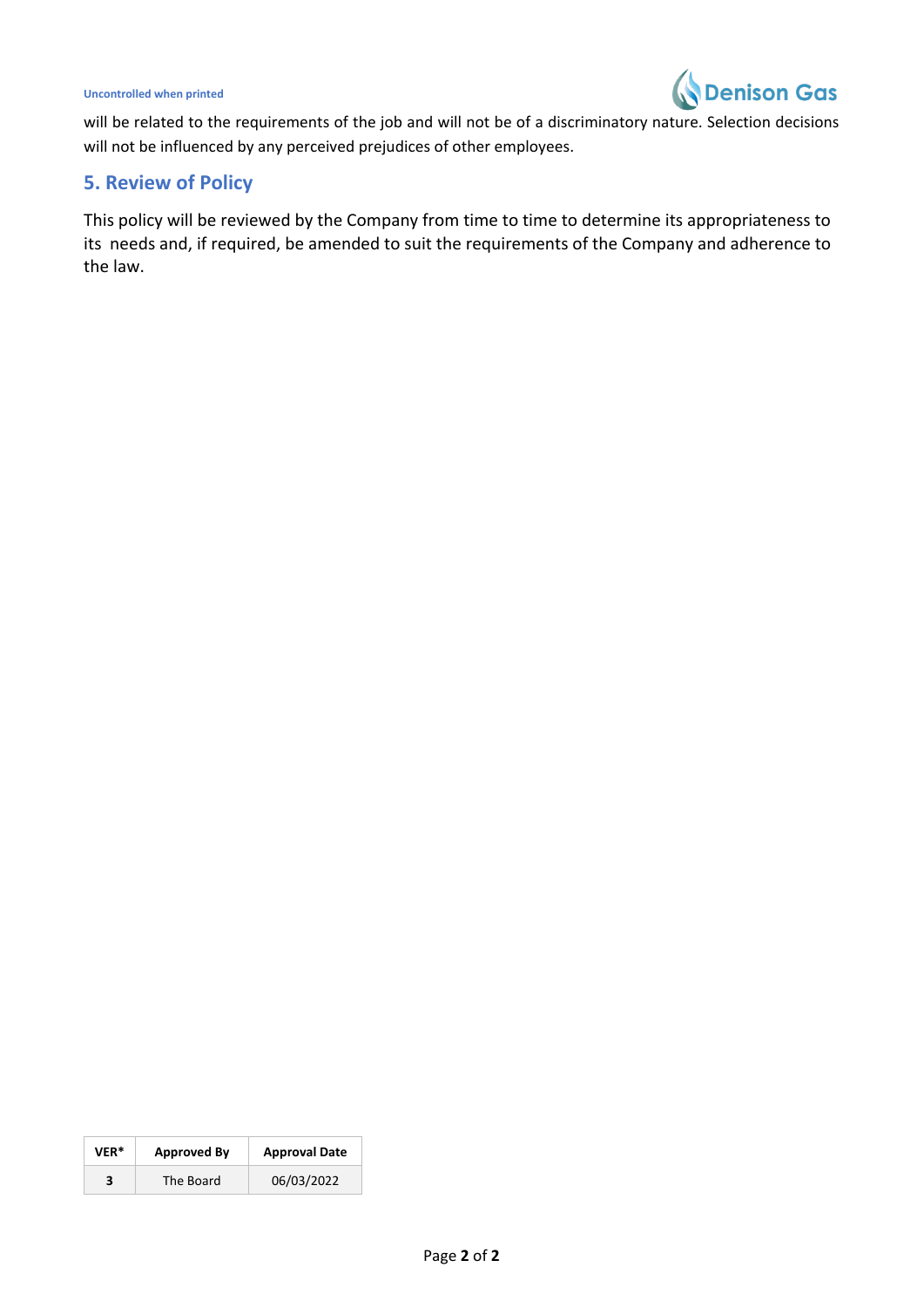will be related to the requirements of the job and will not be of a discriminatory nature. Selection decisions will not be influenced by any perceived prejudices of other employees.

## 5. Review of Policy

This policy will be reviewed by the Company from time to time to determine its appropriateness to its needs and, if required, be amended to suit the requirements of the Company and adherence to the law.

| VER* | Approved By | Approval Date |
|---|---|---|
| **3** | The Board | 06/03/2022 |